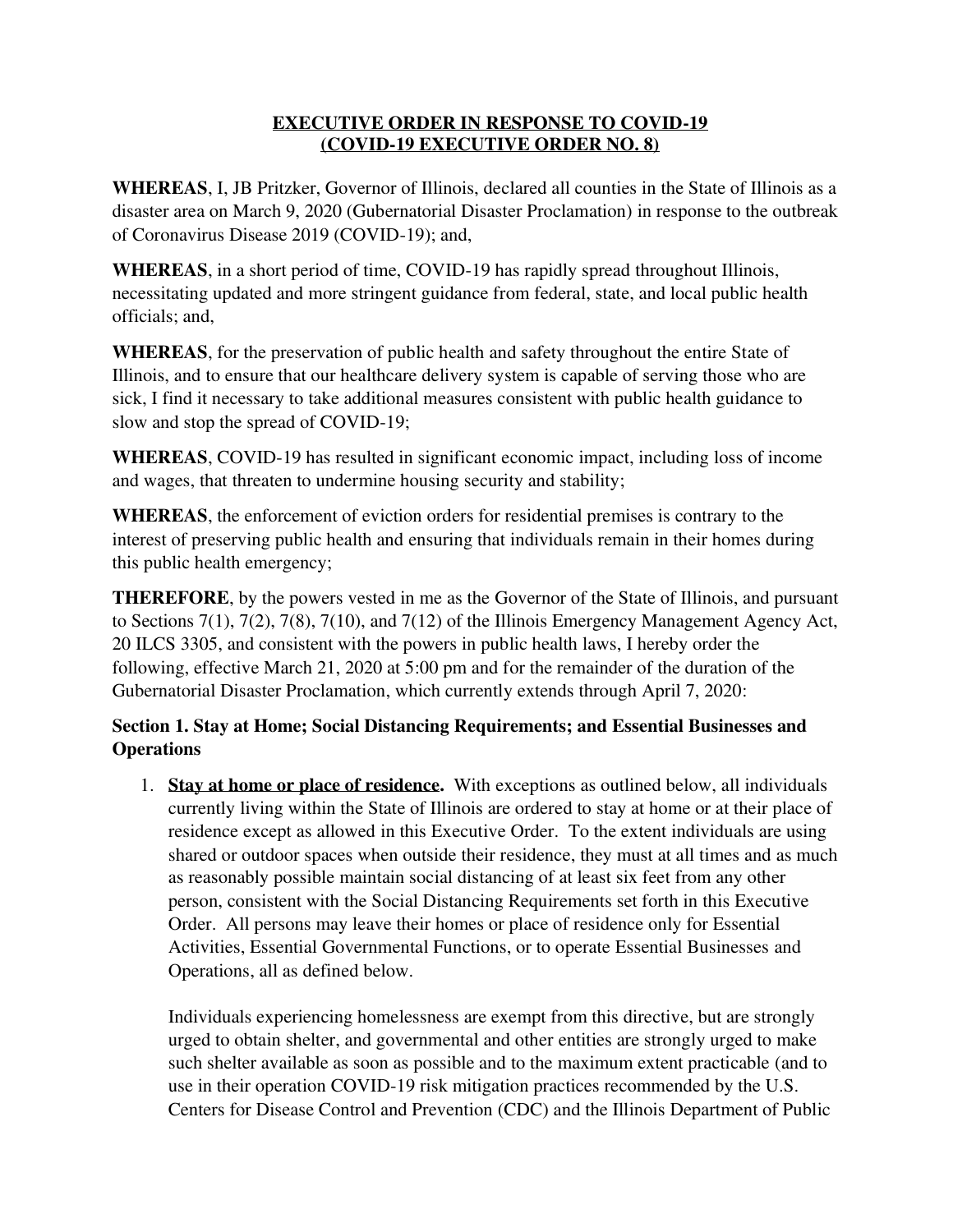**EXECUTIVE ORDER IN RESPONSE TO COVID-19**
**(COVID-19 EXECUTIVE ORDER NO. 8)**

**WHEREAS**, I, JB Pritzker, Governor of Illinois, declared all counties in the State of Illinois as a disaster area on March 9, 2020 (Gubernatorial Disaster Proclamation) in response to the outbreak of Coronavirus Disease 2019 (COVID-19); and,

**WHEREAS**, in a short period of time, COVID-19 has rapidly spread throughout Illinois, necessitating updated and more stringent guidance from federal, state, and local public health officials; and,

**WHEREAS**, for the preservation of public health and safety throughout the entire State of Illinois, and to ensure that our healthcare delivery system is capable of serving those who are sick, I find it necessary to take additional measures consistent with public health guidance to slow and stop the spread of COVID-19;

**WHEREAS**, COVID-19 has resulted in significant economic impact, including loss of income and wages, that threaten to undermine housing security and stability;

**WHEREAS**, the enforcement of eviction orders for residential premises is contrary to the interest of preserving public health and ensuring that individuals remain in their homes during this public health emergency;

**THEREFORE**, by the powers vested in me as the Governor of the State of Illinois, and pursuant to Sections 7(1), 7(2), 7(8), 7(10), and 7(12) of the Illinois Emergency Management Agency Act, 20 ILCS 3305, and consistent with the powers in public health laws, I hereby order the following, effective March 21, 2020 at 5:00 pm and for the remainder of the duration of the Gubernatorial Disaster Proclamation, which currently extends through April 7, 2020:

**Section 1. Stay at Home; Social Distancing Requirements; and Essential Businesses and Operations**

1. **Stay at home or place of residence.** With exceptions as outlined below, all individuals currently living within the State of Illinois are ordered to stay at home or at their place of residence except as allowed in this Executive Order. To the extent individuals are using shared or outdoor spaces when outside their residence, they must at all times and as much as reasonably possible maintain social distancing of at least six feet from any other person, consistent with the Social Distancing Requirements set forth in this Executive Order. All persons may leave their homes or place of residence only for Essential Activities, Essential Governmental Functions, or to operate Essential Businesses and Operations, all as defined below.

   Individuals experiencing homelessness are exempt from this directive, but are strongly urged to obtain shelter, and governmental and other entities are strongly urged to make such shelter available as soon as possible and to the maximum extent practicable (and to use in their operation COVID-19 risk mitigation practices recommended by the U.S. Centers for Disease Control and Prevention (CDC) and the Illinois Department of Public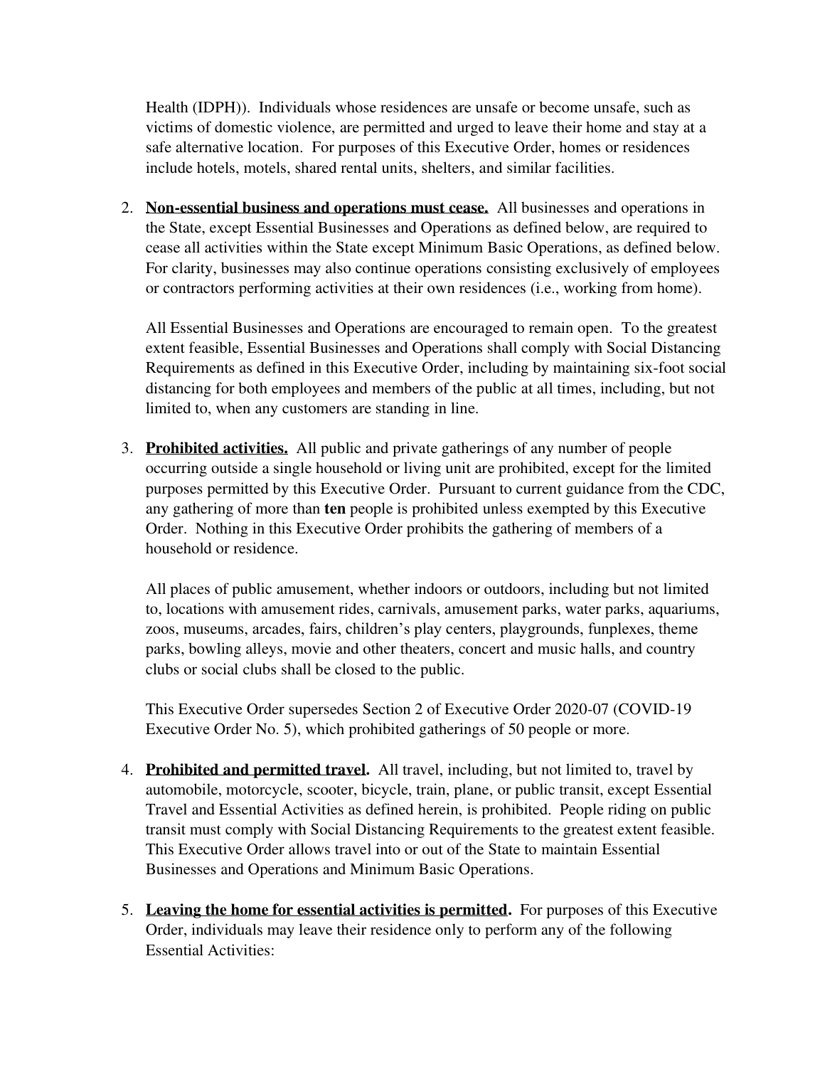Health (IDPH)). Individuals whose residences are unsafe or become unsafe, such as victims of domestic violence, are permitted and urged to leave their home and stay at a safe alternative location. For purposes of this Executive Order, homes or residences include hotels, motels, shared rental units, shelters, and similar facilities.

2. **Non-essential business and operations must cease.** All businesses and operations in the State, except Essential Businesses and Operations as defined below, are required to cease all activities within the State except Minimum Basic Operations, as defined below. For clarity, businesses may also continue operations consisting exclusively of employees or contractors performing activities at their own residences (i.e., working from home).

   All Essential Businesses and Operations are encouraged to remain open. To the greatest extent feasible, Essential Businesses and Operations shall comply with Social Distancing Requirements as defined in this Executive Order, including by maintaining six-foot social distancing for both employees and members of the public at all times, including, but not limited to, when any customers are standing in line.

3. **Prohibited activities.** All public and private gatherings of any number of people occurring outside a single household or living unit are prohibited, except for the limited purposes permitted by this Executive Order. Pursuant to current guidance from the CDC, any gathering of more than **ten** people is prohibited unless exempted by this Executive Order. Nothing in this Executive Order prohibits the gathering of members of a household or residence.

   All places of public amusement, whether indoors or outdoors, including but not limited to, locations with amusement rides, carnivals, amusement parks, water parks, aquariums, zoos, museums, arcades, fairs, children's play centers, playgrounds, funplexes, theme parks, bowling alleys, movie and other theaters, concert and music halls, and country clubs or social clubs shall be closed to the public.

   This Executive Order supersedes Section 2 of Executive Order 2020-07 (COVID-19 Executive Order No. 5), which prohibited gatherings of 50 people or more.

4. **Prohibited and permitted travel.** All travel, including, but not limited to, travel by automobile, motorcycle, scooter, bicycle, train, plane, or public transit, except Essential Travel and Essential Activities as defined herein, is prohibited. People riding on public transit must comply with Social Distancing Requirements to the greatest extent feasible. This Executive Order allows travel into or out of the State to maintain Essential Businesses and Operations and Minimum Basic Operations.

5. **Leaving the home for essential activities is permitted.** For purposes of this Executive Order, individuals may leave their residence only to perform any of the following Essential Activities: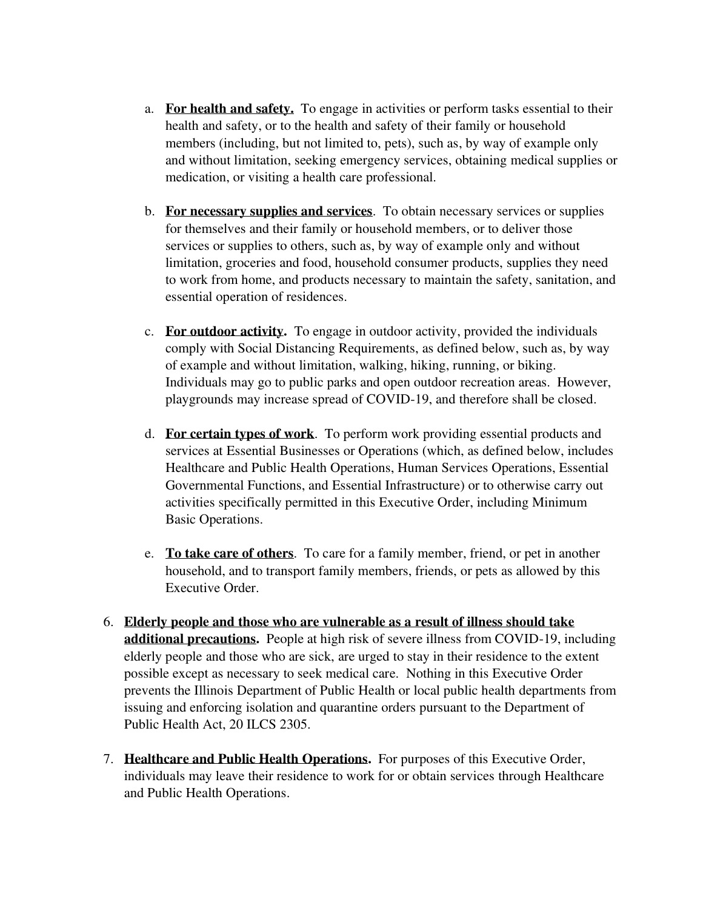a. **For health and safety.** To engage in activities or perform tasks essential to their health and safety, or to the health and safety of their family or household members (including, but not limited to, pets), such as, by way of example only and without limitation, seeking emergency services, obtaining medical supplies or medication, or visiting a health care professional.

b. **For necessary supplies and services**. To obtain necessary services or supplies for themselves and their family or household members, or to deliver those services or supplies to others, such as, by way of example only and without limitation, groceries and food, household consumer products, supplies they need to work from home, and products necessary to maintain the safety, sanitation, and essential operation of residences.

c. **For outdoor activity.** To engage in outdoor activity, provided the individuals comply with Social Distancing Requirements, as defined below, such as, by way of example and without limitation, walking, hiking, running, or biking. Individuals may go to public parks and open outdoor recreation areas. However, playgrounds may increase spread of COVID-19, and therefore shall be closed.

d. **For certain types of work**. To perform work providing essential products and services at Essential Businesses or Operations (which, as defined below, includes Healthcare and Public Health Operations, Human Services Operations, Essential Governmental Functions, and Essential Infrastructure) or to otherwise carry out activities specifically permitted in this Executive Order, including Minimum Basic Operations.

e. **To take care of others**. To care for a family member, friend, or pet in another household, and to transport family members, friends, or pets as allowed by this Executive Order.

6. **Elderly people and those who are vulnerable as a result of illness should take additional precautions.** People at high risk of severe illness from COVID-19, including elderly people and those who are sick, are urged to stay in their residence to the extent possible except as necessary to seek medical care. Nothing in this Executive Order prevents the Illinois Department of Public Health or local public health departments from issuing and enforcing isolation and quarantine orders pursuant to the Department of Public Health Act, 20 ILCS 2305.

7. **Healthcare and Public Health Operations.** For purposes of this Executive Order, individuals may leave their residence to work for or obtain services through Healthcare and Public Health Operations.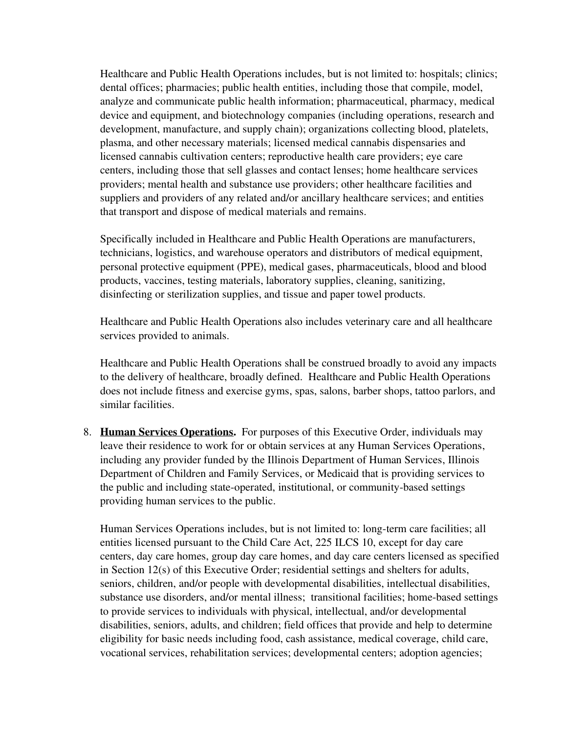Healthcare and Public Health Operations includes, but is not limited to: hospitals; clinics; dental offices; pharmacies; public health entities, including those that compile, model, analyze and communicate public health information; pharmaceutical, pharmacy, medical device and equipment, and biotechnology companies (including operations, research and development, manufacture, and supply chain); organizations collecting blood, platelets, plasma, and other necessary materials; licensed medical cannabis dispensaries and licensed cannabis cultivation centers; reproductive health care providers; eye care centers, including those that sell glasses and contact lenses; home healthcare services providers; mental health and substance use providers; other healthcare facilities and suppliers and providers of any related and/or ancillary healthcare services; and entities that transport and dispose of medical materials and remains.

Specifically included in Healthcare and Public Health Operations are manufacturers, technicians, logistics, and warehouse operators and distributors of medical equipment, personal protective equipment (PPE), medical gases, pharmaceuticals, blood and blood products, vaccines, testing materials, laboratory supplies, cleaning, sanitizing, disinfecting or sterilization supplies, and tissue and paper towel products.

Healthcare and Public Health Operations also includes veterinary care and all healthcare services provided to animals.

Healthcare and Public Health Operations shall be construed broadly to avoid any impacts to the delivery of healthcare, broadly defined. Healthcare and Public Health Operations does not include fitness and exercise gyms, spas, salons, barber shops, tattoo parlors, and similar facilities.

8. **Human Services Operations.** For purposes of this Executive Order, individuals may leave their residence to work for or obtain services at any Human Services Operations, including any provider funded by the Illinois Department of Human Services, Illinois Department of Children and Family Services, or Medicaid that is providing services to the public and including state-operated, institutional, or community-based settings providing human services to the public.

   Human Services Operations includes, but is not limited to: long-term care facilities; all entities licensed pursuant to the Child Care Act, 225 ILCS 10, except for day care centers, day care homes, group day care homes, and day care centers licensed as specified in Section 12(s) of this Executive Order; residential settings and shelters for adults, seniors, children, and/or people with developmental disabilities, intellectual disabilities, substance use disorders, and/or mental illness; transitional facilities; home-based settings to provide services to individuals with physical, intellectual, and/or developmental disabilities, seniors, adults, and children; field offices that provide and help to determine eligibility for basic needs including food, cash assistance, medical coverage, child care, vocational services, rehabilitation services; developmental centers; adoption agencies;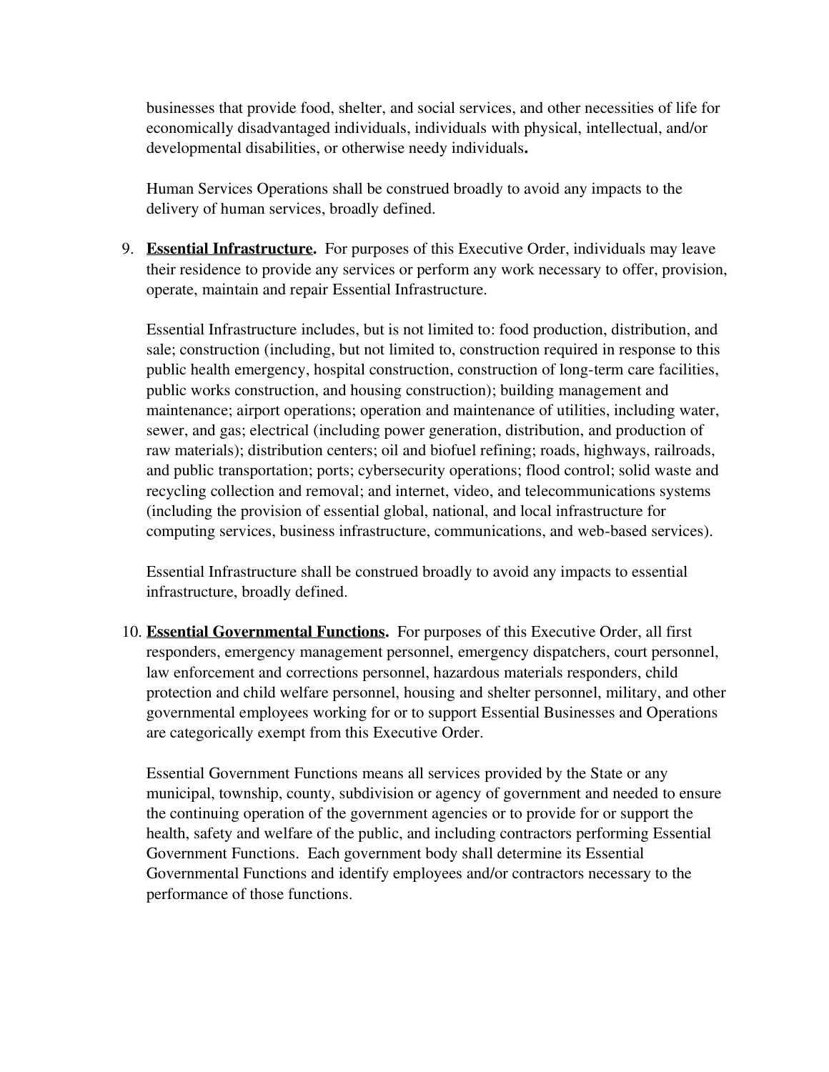businesses that provide food, shelter, and social services, and other necessities of life for economically disadvantaged individuals, individuals with physical, intellectual, and/or developmental disabilities, or otherwise needy individuals**.**

Human Services Operations shall be construed broadly to avoid any impacts to the delivery of human services, broadly defined.

9. **Essential Infrastructure.** For purposes of this Executive Order, individuals may leave their residence to provide any services or perform any work necessary to offer, provision, operate, maintain and repair Essential Infrastructure.

   Essential Infrastructure includes, but is not limited to: food production, distribution, and sale; construction (including, but not limited to, construction required in response to this public health emergency, hospital construction, construction of long-term care facilities, public works construction, and housing construction); building management and maintenance; airport operations; operation and maintenance of utilities, including water, sewer, and gas; electrical (including power generation, distribution, and production of raw materials); distribution centers; oil and biofuel refining; roads, highways, railroads, and public transportation; ports; cybersecurity operations; flood control; solid waste and recycling collection and removal; and internet, video, and telecommunications systems (including the provision of essential global, national, and local infrastructure for computing services, business infrastructure, communications, and web-based services).

   Essential Infrastructure shall be construed broadly to avoid any impacts to essential infrastructure, broadly defined.

10. **Essential Governmental Functions.** For purposes of this Executive Order, all first responders, emergency management personnel, emergency dispatchers, court personnel, law enforcement and corrections personnel, hazardous materials responders, child protection and child welfare personnel, housing and shelter personnel, military, and other governmental employees working for or to support Essential Businesses and Operations are categorically exempt from this Executive Order.

    Essential Government Functions means all services provided by the State or any municipal, township, county, subdivision or agency of government and needed to ensure the continuing operation of the government agencies or to provide for or support the health, safety and welfare of the public, and including contractors performing Essential Government Functions. Each government body shall determine its Essential Governmental Functions and identify employees and/or contractors necessary to the performance of those functions.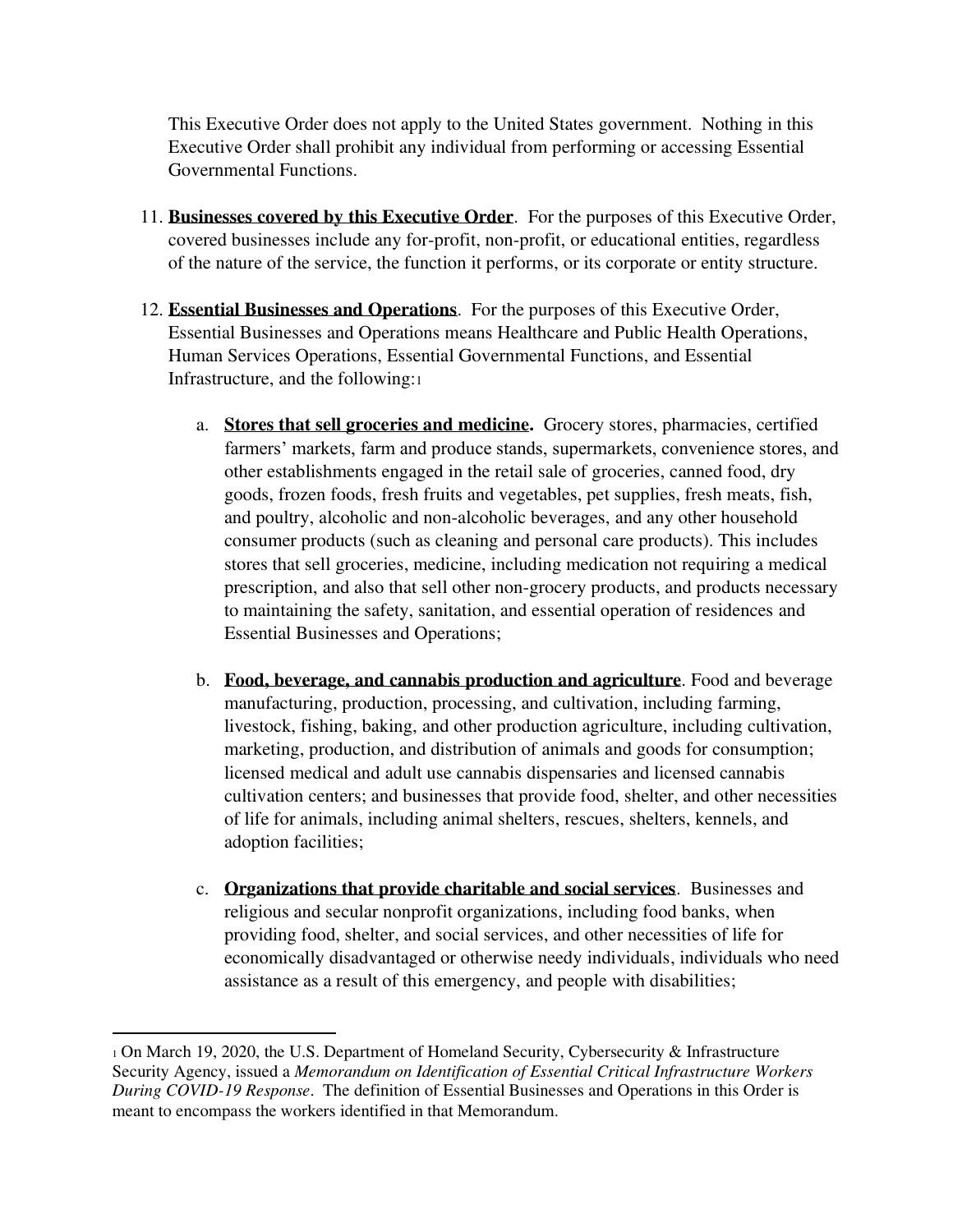This Executive Order does not apply to the United States government. Nothing in this Executive Order shall prohibit any individual from performing or accessing Essential Governmental Functions.

11. **Businesses covered by this Executive Order**. For the purposes of this Executive Order, covered businesses include any for-profit, non-profit, or educational entities, regardless of the nature of the service, the function it performs, or its corporate or entity structure.

12. **Essential Businesses and Operations**. For the purposes of this Executive Order, Essential Businesses and Operations means Healthcare and Public Health Operations, Human Services Operations, Essential Governmental Functions, and Essential Infrastructure, and the following:[1]

    a. **Stores that sell groceries and medicine.** Grocery stores, pharmacies, certified farmers' markets, farm and produce stands, supermarkets, convenience stores, and other establishments engaged in the retail sale of groceries, canned food, dry goods, frozen foods, fresh fruits and vegetables, pet supplies, fresh meats, fish, and poultry, alcoholic and non-alcoholic beverages, and any other household consumer products (such as cleaning and personal care products). This includes stores that sell groceries, medicine, including medication not requiring a medical prescription, and also that sell other non-grocery products, and products necessary to maintaining the safety, sanitation, and essential operation of residences and Essential Businesses and Operations;

    b. **Food, beverage, and cannabis production and agriculture**. Food and beverage manufacturing, production, processing, and cultivation, including farming, livestock, fishing, baking, and other production agriculture, including cultivation, marketing, production, and distribution of animals and goods for consumption; licensed medical and adult use cannabis dispensaries and licensed cannabis cultivation centers; and businesses that provide food, shelter, and other necessities of life for animals, including animal shelters, rescues, shelters, kennels, and adoption facilities;

    c. **Organizations that provide charitable and social services**. Businesses and religious and secular nonprofit organizations, including food banks, when providing food, shelter, and social services, and other necessities of life for economically disadvantaged or otherwise needy individuals, individuals who need assistance as a result of this emergency, and people with disabilities;

---

[1] On March 19, 2020, the U.S. Department of Homeland Security, Cybersecurity & Infrastructure Security Agency, issued a *Memorandum on Identification of Essential Critical Infrastructure Workers During COVID-19 Response*. The definition of Essential Businesses and Operations in this Order is meant to encompass the workers identified in that Memorandum.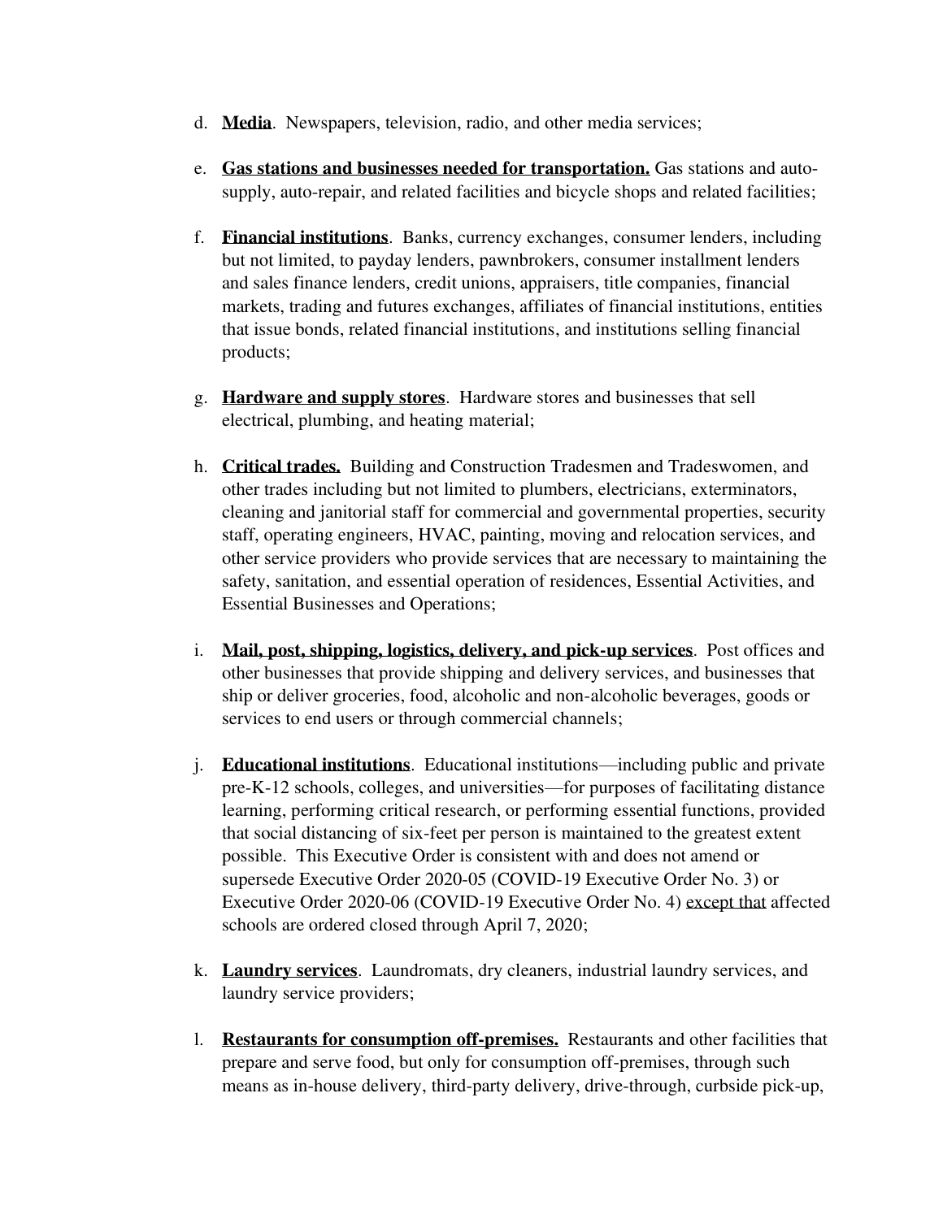d. **Media**. Newspapers, television, radio, and other media services;

e. **Gas stations and businesses needed for transportation.** Gas stations and auto-supply, auto-repair, and related facilities and bicycle shops and related facilities;

f. **Financial institutions**. Banks, currency exchanges, consumer lenders, including but not limited, to payday lenders, pawnbrokers, consumer installment lenders and sales finance lenders, credit unions, appraisers, title companies, financial markets, trading and futures exchanges, affiliates of financial institutions, entities that issue bonds, related financial institutions, and institutions selling financial products;

g. **Hardware and supply stores**. Hardware stores and businesses that sell electrical, plumbing, and heating material;

h. **Critical trades.** Building and Construction Tradesmen and Tradeswomen, and other trades including but not limited to plumbers, electricians, exterminators, cleaning and janitorial staff for commercial and governmental properties, security staff, operating engineers, HVAC, painting, moving and relocation services, and other service providers who provide services that are necessary to maintaining the safety, sanitation, and essential operation of residences, Essential Activities, and Essential Businesses and Operations;

i. **Mail, post, shipping, logistics, delivery, and pick-up services**. Post offices and other businesses that provide shipping and delivery services, and businesses that ship or deliver groceries, food, alcoholic and non-alcoholic beverages, goods or services to end users or through commercial channels;

j. **Educational institutions**. Educational institutions—including public and private pre-K-12 schools, colleges, and universities—for purposes of facilitating distance learning, performing critical research, or performing essential functions, provided that social distancing of six-feet per person is maintained to the greatest extent possible. This Executive Order is consistent with and does not amend or supersede Executive Order 2020-05 (COVID-19 Executive Order No. 3) or Executive Order 2020-06 (COVID-19 Executive Order No. 4) except that affected schools are ordered closed through April 7, 2020;

k. **Laundry services**. Laundromats, dry cleaners, industrial laundry services, and laundry service providers;

l. **Restaurants for consumption off-premises.** Restaurants and other facilities that prepare and serve food, but only for consumption off-premises, through such means as in-house delivery, third-party delivery, drive-through, curbside pick-up,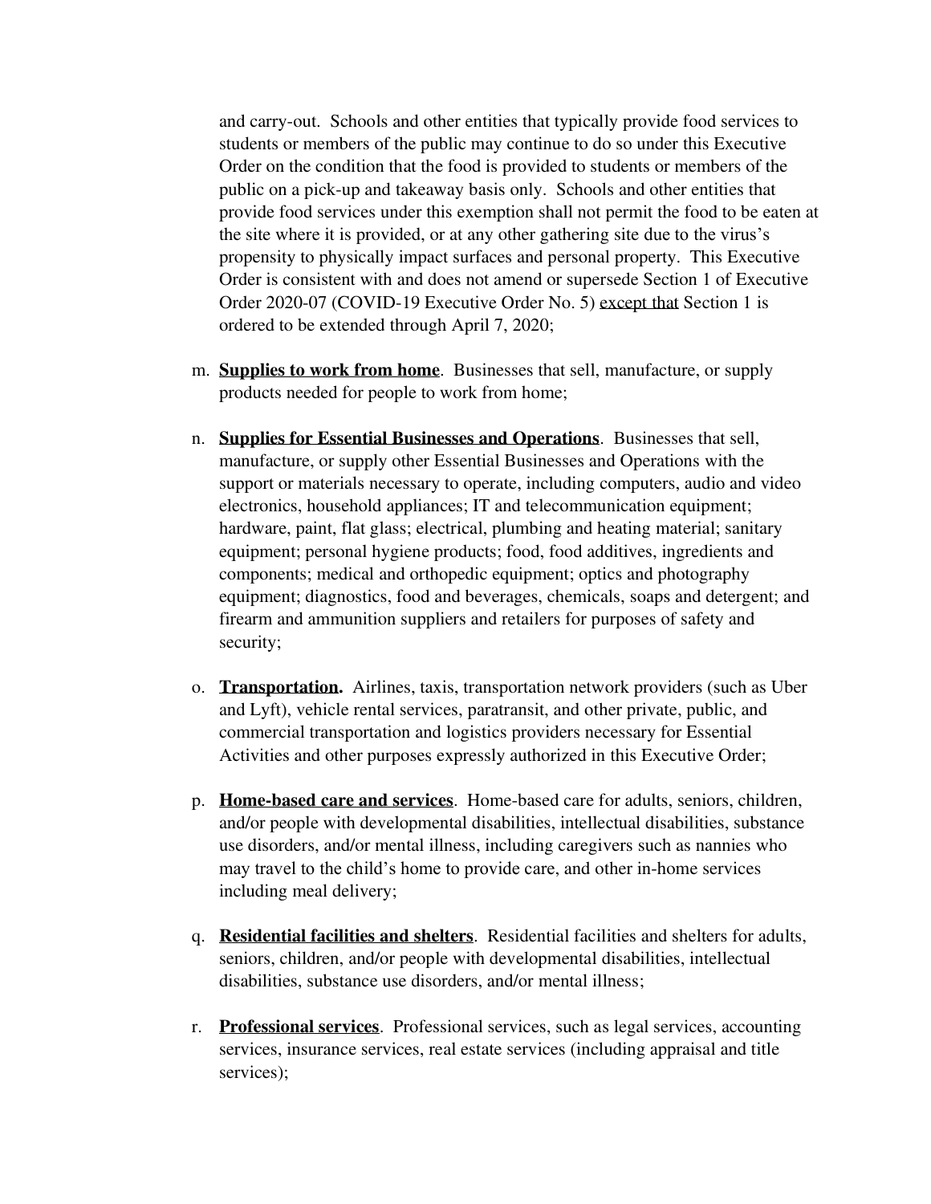and carry-out. Schools and other entities that typically provide food services to students or members of the public may continue to do so under this Executive Order on the condition that the food is provided to students or members of the public on a pick-up and takeaway basis only. Schools and other entities that provide food services under this exemption shall not permit the food to be eaten at the site where it is provided, or at any other gathering site due to the virus's propensity to physically impact surfaces and personal property. This Executive Order is consistent with and does not amend or supersede Section 1 of Executive Order 2020-07 (COVID-19 Executive Order No. 5) except that Section 1 is ordered to be extended through April 7, 2020;

m. **Supplies to work from home**. Businesses that sell, manufacture, or supply products needed for people to work from home;

n. **Supplies for Essential Businesses and Operations**. Businesses that sell, manufacture, or supply other Essential Businesses and Operations with the support or materials necessary to operate, including computers, audio and video electronics, household appliances; IT and telecommunication equipment; hardware, paint, flat glass; electrical, plumbing and heating material; sanitary equipment; personal hygiene products; food, food additives, ingredients and components; medical and orthopedic equipment; optics and photography equipment; diagnostics, food and beverages, chemicals, soaps and detergent; and firearm and ammunition suppliers and retailers for purposes of safety and security;

o. **Transportation.** Airlines, taxis, transportation network providers (such as Uber and Lyft), vehicle rental services, paratransit, and other private, public, and commercial transportation and logistics providers necessary for Essential Activities and other purposes expressly authorized in this Executive Order;

p. **Home-based care and services**. Home-based care for adults, seniors, children, and/or people with developmental disabilities, intellectual disabilities, substance use disorders, and/or mental illness, including caregivers such as nannies who may travel to the child's home to provide care, and other in-home services including meal delivery;

q. **Residential facilities and shelters**. Residential facilities and shelters for adults, seniors, children, and/or people with developmental disabilities, intellectual disabilities, substance use disorders, and/or mental illness;

r. **Professional services**. Professional services, such as legal services, accounting services, insurance services, real estate services (including appraisal and title services);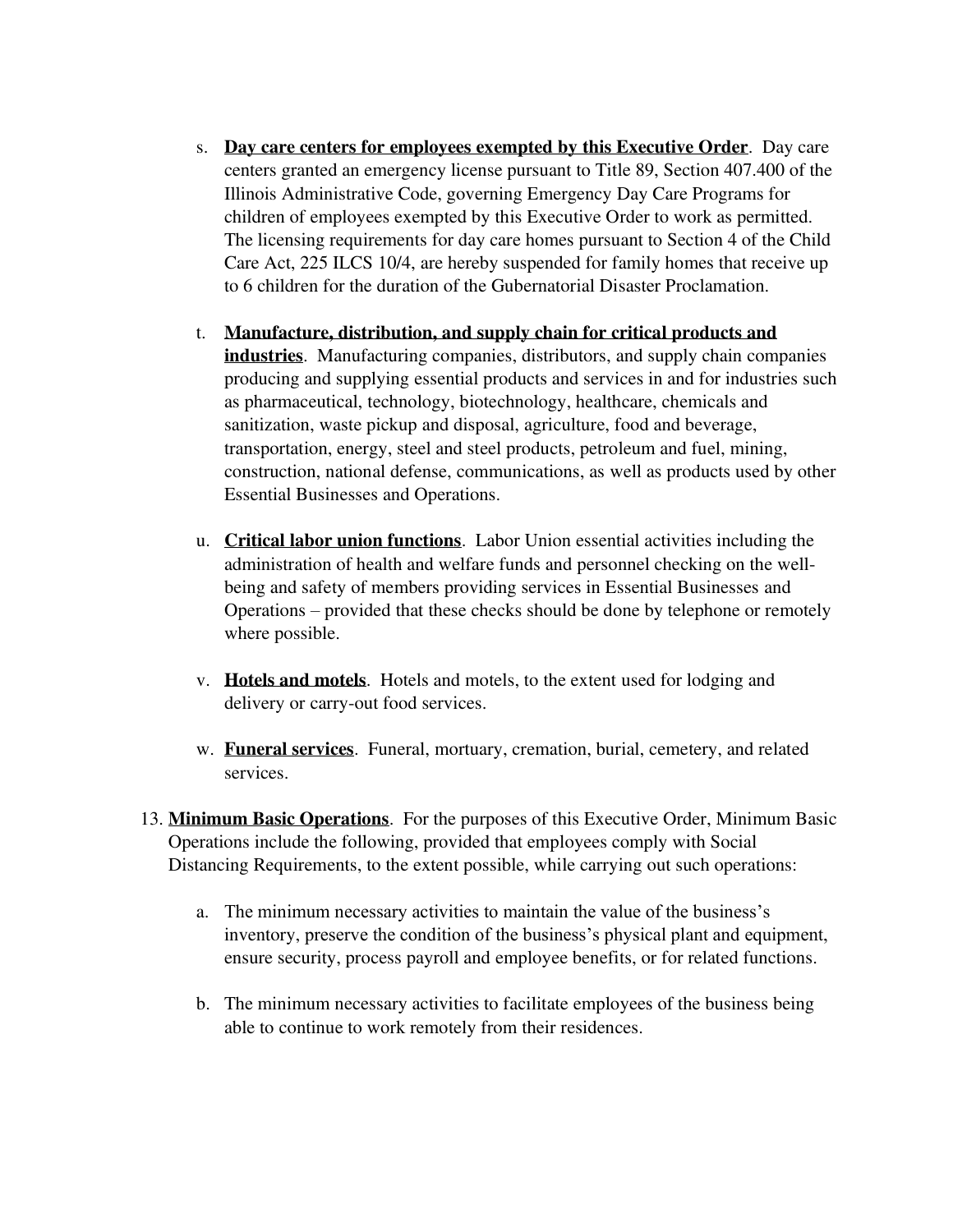s. **<u>Day care centers for employees exempted by this Executive Order</u>**. Day care centers granted an emergency license pursuant to Title 89, Section 407.400 of the Illinois Administrative Code, governing Emergency Day Care Programs for children of employees exempted by this Executive Order to work as permitted. The licensing requirements for day care homes pursuant to Section 4 of the Child Care Act, 225 ILCS 10/4, are hereby suspended for family homes that receive up to 6 children for the duration of the Gubernatorial Disaster Proclamation.

t. **<u>Manufacture, distribution, and supply chain for critical products and industries</u>**. Manufacturing companies, distributors, and supply chain companies producing and supplying essential products and services in and for industries such as pharmaceutical, technology, biotechnology, healthcare, chemicals and sanitization, waste pickup and disposal, agriculture, food and beverage, transportation, energy, steel and steel products, petroleum and fuel, mining, construction, national defense, communications, as well as products used by other Essential Businesses and Operations.

u. **<u>Critical labor union functions</u>**. Labor Union essential activities including the administration of health and welfare funds and personnel checking on the well-being and safety of members providing services in Essential Businesses and Operations – provided that these checks should be done by telephone or remotely where possible.

v. **<u>Hotels and motels</u>**. Hotels and motels, to the extent used for lodging and delivery or carry-out food services.

w. **<u>Funeral services</u>**. Funeral, mortuary, cremation, burial, cemetery, and related services.

13. **<u>Minimum Basic Operations</u>**. For the purposes of this Executive Order, Minimum Basic Operations include the following, provided that employees comply with Social Distancing Requirements, to the extent possible, while carrying out such operations:

    a. The minimum necessary activities to maintain the value of the business's inventory, preserve the condition of the business's physical plant and equipment, ensure security, process payroll and employee benefits, or for related functions.

    b. The minimum necessary activities to facilitate employees of the business being able to continue to work remotely from their residences.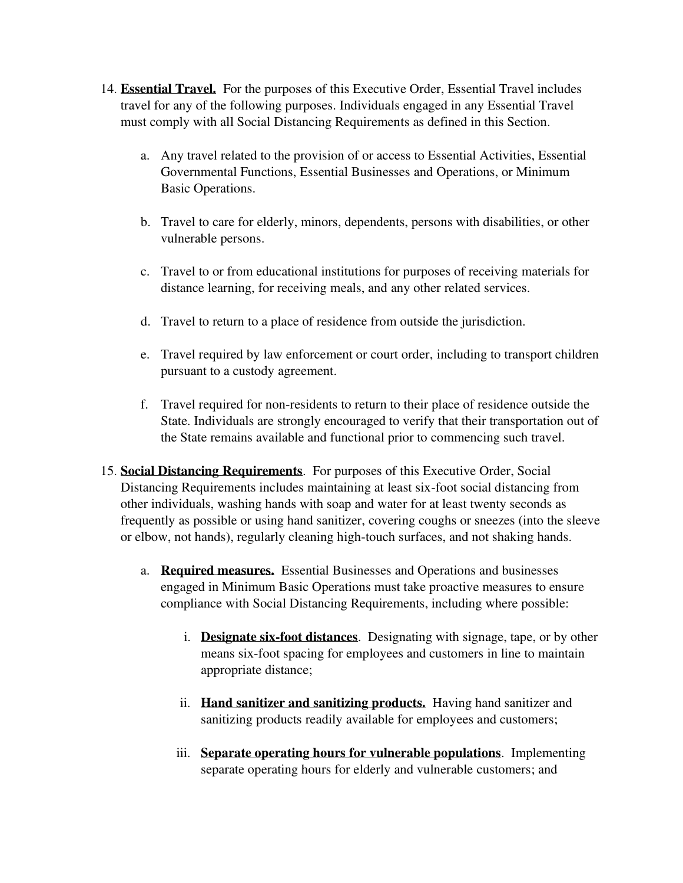14. **Essential Travel.** For the purposes of this Executive Order, Essential Travel includes travel for any of the following purposes. Individuals engaged in any Essential Travel must comply with all Social Distancing Requirements as defined in this Section.

    a. Any travel related to the provision of or access to Essential Activities, Essential Governmental Functions, Essential Businesses and Operations, or Minimum Basic Operations.

    b. Travel to care for elderly, minors, dependents, persons with disabilities, or other vulnerable persons.

    c. Travel to or from educational institutions for purposes of receiving materials for distance learning, for receiving meals, and any other related services.

    d. Travel to return to a place of residence from outside the jurisdiction.

    e. Travel required by law enforcement or court order, including to transport children pursuant to a custody agreement.

    f. Travel required for non-residents to return to their place of residence outside the State. Individuals are strongly encouraged to verify that their transportation out of the State remains available and functional prior to commencing such travel.

15. **Social Distancing Requirements**. For purposes of this Executive Order, Social Distancing Requirements includes maintaining at least six-foot social distancing from other individuals, washing hands with soap and water for at least twenty seconds as frequently as possible or using hand sanitizer, covering coughs or sneezes (into the sleeve or elbow, not hands), regularly cleaning high-touch surfaces, and not shaking hands.

    a. **Required measures.** Essential Businesses and Operations and businesses engaged in Minimum Basic Operations must take proactive measures to ensure compliance with Social Distancing Requirements, including where possible:

        i. **Designate six-foot distances**. Designating with signage, tape, or by other means six-foot spacing for employees and customers in line to maintain appropriate distance;

        ii. **Hand sanitizer and sanitizing products.** Having hand sanitizer and sanitizing products readily available for employees and customers;

        iii. **Separate operating hours for vulnerable populations**. Implementing separate operating hours for elderly and vulnerable customers; and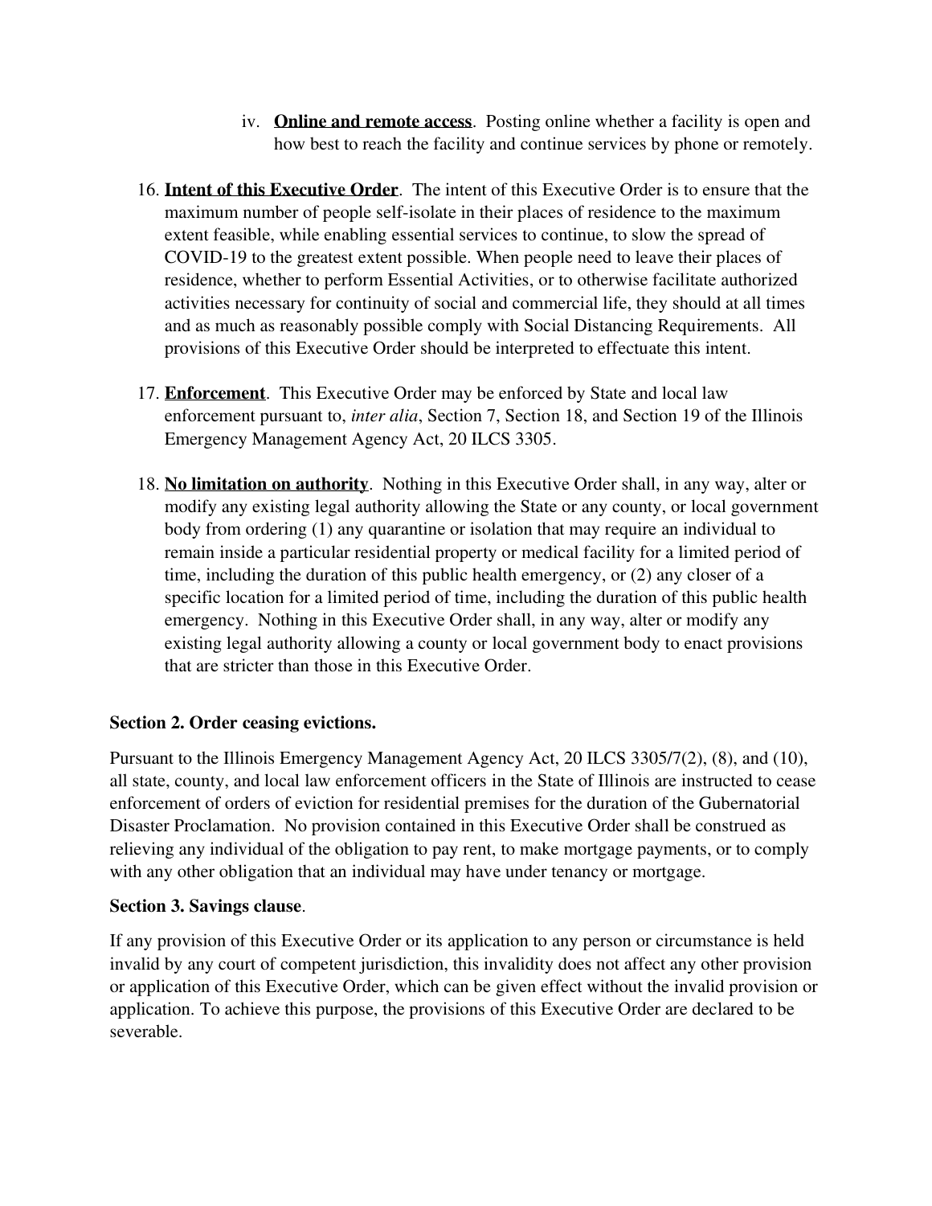iv. **Online and remote access**. Posting online whether a facility is open and how best to reach the facility and continue services by phone or remotely.

16. **Intent of this Executive Order**. The intent of this Executive Order is to ensure that the maximum number of people self-isolate in their places of residence to the maximum extent feasible, while enabling essential services to continue, to slow the spread of COVID-19 to the greatest extent possible. When people need to leave their places of residence, whether to perform Essential Activities, or to otherwise facilitate authorized activities necessary for continuity of social and commercial life, they should at all times and as much as reasonably possible comply with Social Distancing Requirements. All provisions of this Executive Order should be interpreted to effectuate this intent.

17. **Enforcement**. This Executive Order may be enforced by State and local law enforcement pursuant to, *inter alia*, Section 7, Section 18, and Section 19 of the Illinois Emergency Management Agency Act, 20 ILCS 3305.

18. **No limitation on authority**. Nothing in this Executive Order shall, in any way, alter or modify any existing legal authority allowing the State or any county, or local government body from ordering (1) any quarantine or isolation that may require an individual to remain inside a particular residential property or medical facility for a limited period of time, including the duration of this public health emergency, or (2) any closer of a specific location for a limited period of time, including the duration of this public health emergency. Nothing in this Executive Order shall, in any way, alter or modify any existing legal authority allowing a county or local government body to enact provisions that are stricter than those in this Executive Order.

**Section 2. Order ceasing evictions.**

Pursuant to the Illinois Emergency Management Agency Act, 20 ILCS 3305/7(2), (8), and (10), all state, county, and local law enforcement officers in the State of Illinois are instructed to cease enforcement of orders of eviction for residential premises for the duration of the Gubernatorial Disaster Proclamation. No provision contained in this Executive Order shall be construed as relieving any individual of the obligation to pay rent, to make mortgage payments, or to comply with any other obligation that an individual may have under tenancy or mortgage.

**Section 3. Savings clause**.

If any provision of this Executive Order or its application to any person or circumstance is held invalid by any court of competent jurisdiction, this invalidity does not affect any other provision or application of this Executive Order, which can be given effect without the invalid provision or application. To achieve this purpose, the provisions of this Executive Order are declared to be severable.